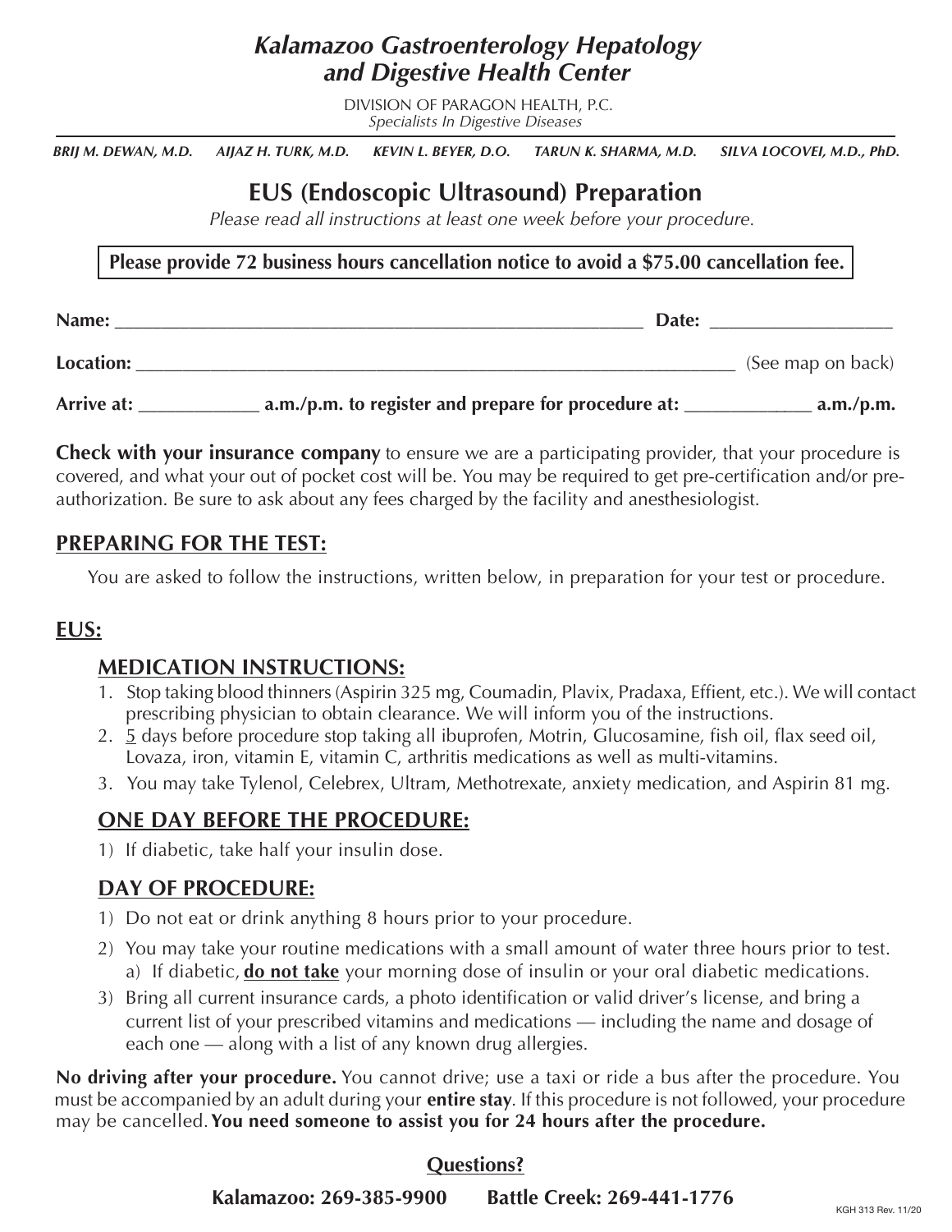# *Kalamazoo Gastroenterology Hepatology and Digestive Health Center*

DIVISION OF PARAGON HEALTH, P.C.
*Specialists In Digestive Diseases*

***BRIJ M. DEWAN, M.D.   AIJAZ H. TURK, M.D.   KEVIN L. BEYER, D.O.   TARUN K. SHARMA, M.D.   SILVA LOCOVEI, M.D., PhD.***

## EUS (Endoscopic Ultrasound) Preparation

*Please read all instructions at least one week before your procedure.*

**Please provide 72 business hours cancellation notice to avoid a $75.00 cancellation fee.**

**Name:** ______________________________ **Date:** ____________________

**Location:** __________________________________________ (See map on back)

**Arrive at:** ____________ **a.m./p.m. to register and prepare for procedure at:** _____________ **a.m./p.m.**

**Check with your insurance company** to ensure we are a participating provider, that your procedure is covered, and what your out of pocket cost will be. You may be required to get pre-certification and/or pre-authorization. Be sure to ask about any fees charged by the facility and anesthesiologist.

## PREPARING FOR THE TEST:

You are asked to follow the instructions, written below, in preparation for your test or procedure.

## EUS:

### MEDICATION INSTRUCTIONS:

1. Stop taking blood thinners (Aspirin 325 mg, Coumadin, Plavix, Pradaxa, Effient, etc.). We will contact prescribing physician to obtain clearance. We will inform you of the instructions.
2. 5 days before procedure stop taking all ibuprofen, Motrin, Glucosamine, fish oil, flax seed oil, Lovaza, iron, vitamin E, vitamin C, arthritis medications as well as multi-vitamins.
3. You may take Tylenol, Celebrex, Ultram, Methotrexate, anxiety medication, and Aspirin 81 mg.

### ONE DAY BEFORE THE PROCEDURE:

1) If diabetic, take half your insulin dose.

### DAY OF PROCEDURE:

1) Do not eat or drink anything 8 hours prior to your procedure.
2) You may take your routine medications with a small amount of water three hours prior to test.
   a) If diabetic, **do not take** your morning dose of insulin or your oral diabetic medications.
3) Bring all current insurance cards, a photo identification or valid driver's license, and bring a current list of your prescribed vitamins and medications — including the name and dosage of each one — along with a list of any known drug allergies.

**No driving after your procedure.** You cannot drive; use a taxi or ride a bus after the procedure. You must be accompanied by an adult during your **entire stay**. If this procedure is not followed, your procedure may be cancelled. **You need someone to assist you for 24 hours after the procedure.**

**Questions?**

**Kalamazoo: 269-385-9900   Battle Creek: 269-441-1776**

KGH 313 Rev. 11/20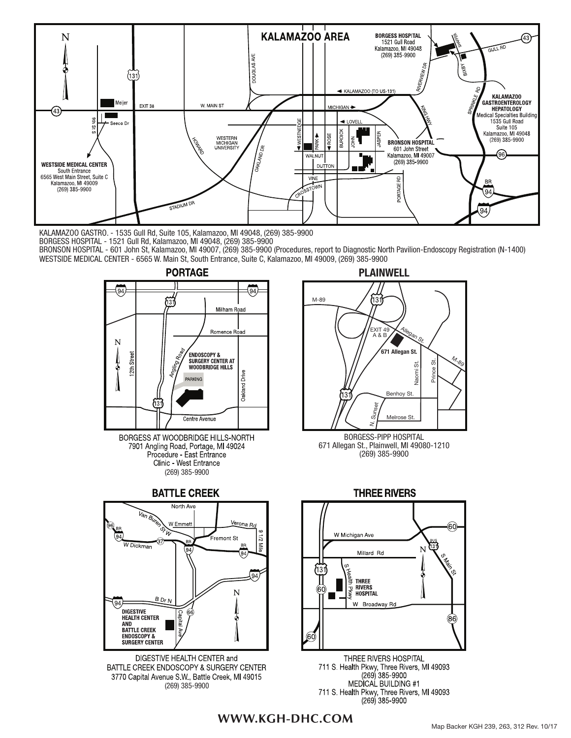## KALAMAZOO AREA

**BORGESS HOSPITAL**
1521 Gull Road
Kalamazoo, MI 49048
(269) 385-9900

**KALAMAZOO GASTROENTEROLOGY HEPATOLOGY**
Medical Specialties Building
1535 Gull Road
Suite 105
Kalamazoo, MI 49048
(269) 385-9900

**BRONSON HOSPITAL**
601 John Street
Kalamazoo, MI 49007
(269) 385-9900

**WESTSIDE MEDICAL CENTER**
South Entrance
6565 West Main Street, Suite C
Kalamazoo, MI 49009
(269) 385-9900

KALAMAZOO GASTRO. - 1535 Gull Rd, Suite 105, Kalamazoo, MI 49048, (269) 385-9900
BORGESS HOSPITAL - 1521 Gull Rd, Kalamazoo, MI 49048, (269) 385-9900
BRONSON HOSPITAL - 601 John St, Kalamazoo, MI 49007, (269) 385-9900 (Procedures, report to Diagnostic North Pavilion-Endoscopy Registration (N-1400)
WESTSIDE MEDICAL CENTER - 6565 W. Main St, South Entrance, Suite C, Kalamazoo, MI 49009, (269) 385-9900

## PORTAGE

**ENDOSCOPY & SURGERY CENTER AT WOODBRIDGE HILLS**

BORGESS AT WOODBRIDGE HILLS-NORTH
7901 Angling Road, Portage, MI 49024
Procedure - East Entrance
Clinic - West Entrance
(269) 385-9900

## PLAINWELL

BORGESS-PIPP HOSPITAL
671 Allegan St., Plainwell, MI 49080-1210
(269) 385-9900

## BATTLE CREEK

**DIGESTIVE HEALTH CENTER AND BATTLE CREEK ENDOSCOPY & SURGERY CENTER**

DIGESTIVE HEALTH CENTER and
BATTLE CREEK ENDOSCOPY & SURGERY CENTER
3770 Capital Avenue S.W., Battle Creek, MI 49015
(269) 385-9900

## THREE RIVERS

THREE RIVERS HOSPITAL
711 S. Health Pkwy, Three Rivers, MI 49093
(269) 385-9900
MEDICAL BUILDING #1
711 S. Health Pkwy, Three Rivers, MI 49093
(269) 385-9900

**WWW.KGH-DHC.COM**

Map Backer KGH 239, 263, 312 Rev. 10/17